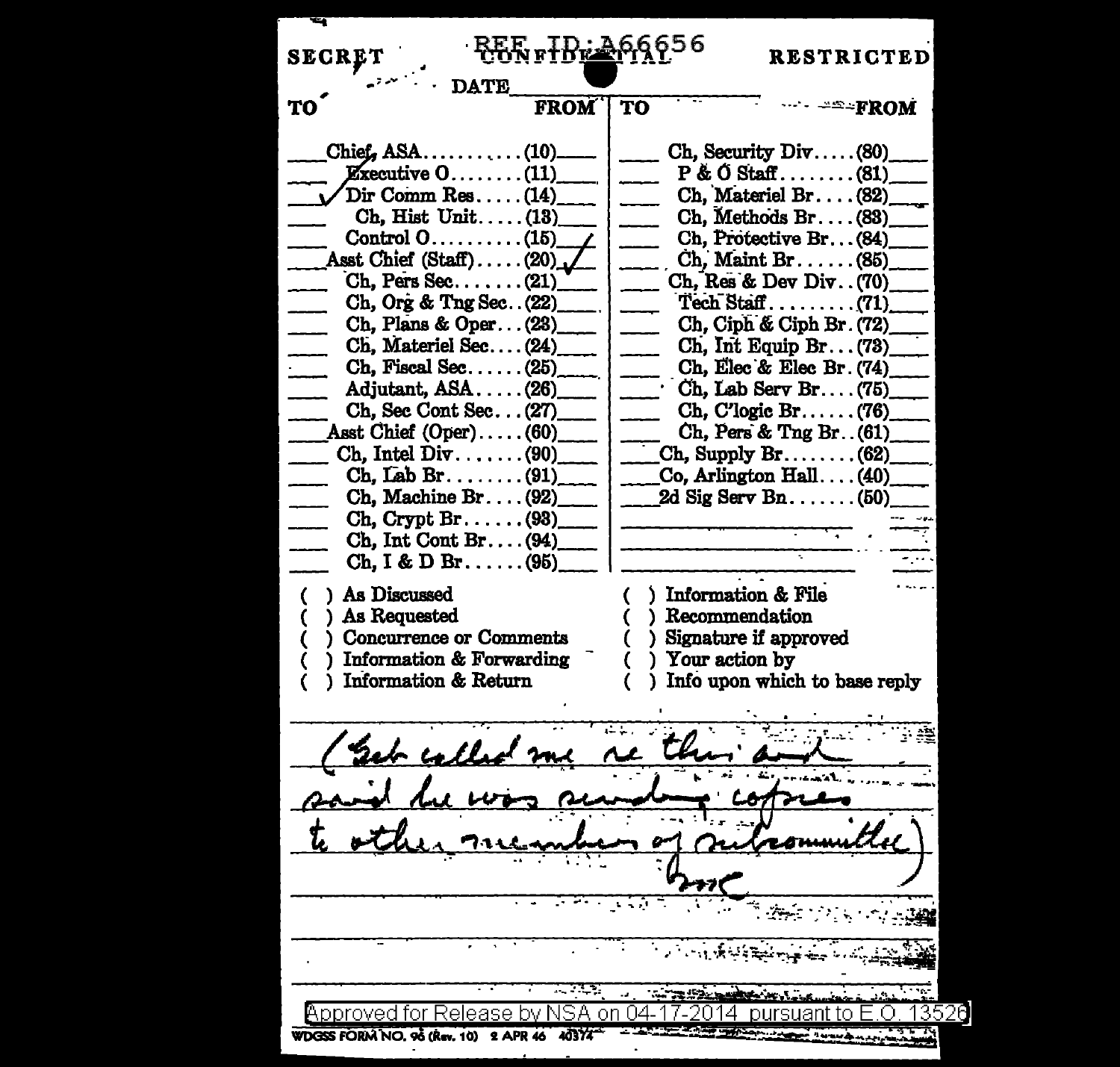REF ID:A66656

SECRET | CONFIDENTIAL | RESTRICTED

DATE\_\_\_\_\_\_\_\_\_\_\_\_\_\_\_\_

| TO | | FROM | TO | | FROM |
|---|---|---|---|---|---|
| | Chief, ASA . . . . . . . . . . . (10) | | | Ch, Security Div . . . . . (80) | |
| | Executive O . . . . . . . . (11) | | | P & O Staff . . . . . . . . . (81) | |
| ✓ | Dir Comm Res . . . . . (14) | | | Ch, Materiel Br . . . . (82) | |
| | Ch, Hist Unit . . . . . (13) | | | Ch, Methods Br . . . . (83) | |
| | Control O . . . . . . . . . . (15) | ✓ | | Ch, Protective Br . . . (84) | |
| | Asst Chief (Staff) . . . . . (20) | ✓ | | Ch, Maint Br . . . . . . (85) | |
| | Ch, Pers Sec . . . . . . . (21) | | | Ch, Res & Dev Div . . (70) | |
| | Ch, Org & Tng Sec . . (22) | | | Tech Staff . . . . . . . . . (71) | |
| | Ch, Plans & Oper . . . (23) | | | Ch, Ciph & Ciph Br . (72) | |
| | Ch, Materiel Sec . . . . (24) | | | Ch, Int Equip Br . . . (73) | |
| | Ch, Fiscal Sec . . . . . . (25) | | | Ch, Elec & Elec Br . (74) | |
| | Adjutant, ASA . . . . . (26) | | | Ch, Lab Serv Br . . . . (75) | |
| | Ch, Sec Cont Sec . . . (27) | | | Ch, C'logic Br . . . . . . (76) | |
| | Asst Chief (Oper) . . . . . (60) | | | Ch, Pers & Tng Br . . (61) | |
| | Ch, Intel Div . . . . . . . (90) | | | Ch, Supply Br . . . . . . . . (62) | |
| | Ch, Lab Br . . . . . . . . (91) | | | Co, Arlington Hall . . . . (40) | |
| | Ch, Machine Br . . . . (92) | | | 2d Sig Serv Bn . . . . . . . (50) | |
| | Ch, Crypt Br . . . . . . (93) | | | | |
| | Ch, Int Cont Br . . . . (94) | | | | |
| | Ch, I & D Br . . . . . . (95) | | | | |

( ) As Discussed
( ) As Requested
( ) Concurrence or Comments
( ) Information & Forwarding
( ) Information & Return
( ) Information & File
( ) Recommendation
( ) Signature if approved
( ) Your action by
( ) Info upon which to base reply

(Gab called me re this and said he was sending copies to other members of subcommittee)

WHF

WDGSS FORM NO. 96 (Rev. 10) 2 APR 46 40374

Approved for Release by NSA on 04-17-2014 pursuant to E.O. 13526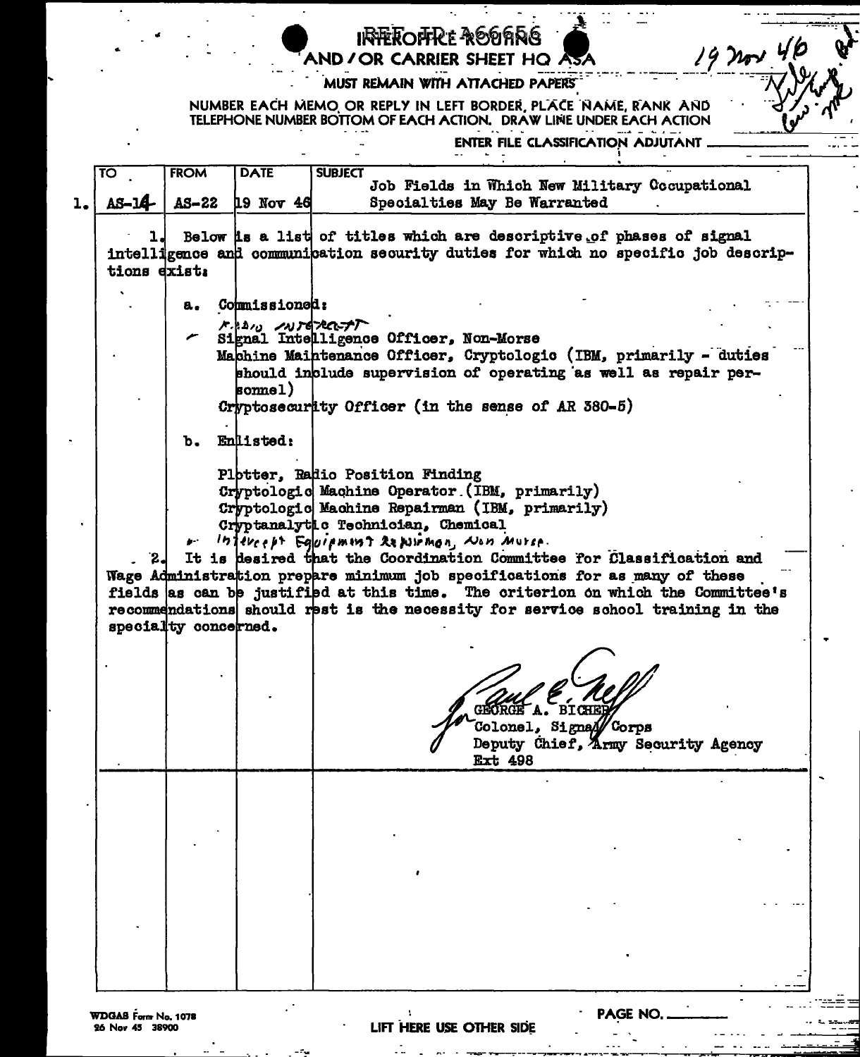REF ID:A66656

# INTEROFFICE ROUTING AND / OR CARRIER SHEET HQ ASA

MUST REMAIN WITH ATTACHED PAPERS

NUMBER EACH MEMO OR REPLY IN LEFT BORDER, PLACE NAME, RANK AND TELEPHONE NUMBER BOTTOM OF EACH ACTION. DRAW LINE UNDER EACH ACTION

ENTER FILE CLASSIFICATION ADJUTANT

19 Nov 46

| | TO | FROM | DATE | SUBJECT |
|---|---|---|---|---|
| 1. | AS-14 | AS-22 | 19 Nov 46 | Job Fields in Which New Military Occupational Specialties May Be Warranted |

1. Below is a list of titles which are descriptive of phases of signal intelligence and communication security duties for which no specific job descriptions exist:

a. Commissioned:

Radio Intercept
Signal Intelligence Officer, Non-Morse
Machine Maintenance Officer, Cryptologic (IBM, primarily - duties should include supervision of operating as well as repair personnel)
Cryptosecurity Officer (in the sense of AR 380-5)

b. Enlisted:

Plotter, Radio Position Finding
Cryptologic Machine Operator (IBM, primarily)
Cryptologic Machine Repairman (IBM, primarily)
Cryptanalytic Technician, Chemical
Intercept Equipment Repairman, Non Morse.

2. It is desired that the Coordination Committee for Classification and Wage Administration prepare minimum job specifications for as many of these fields as can be justified at this time. The criterion on which the Committee's recommendations should rest is the necessity for service school training in the specialty concerned.

for GEORGE A. BICHER
Colonel, Signal Corps
Deputy Chief, Army Security Agency
Ext 498

WDGAS Form No. 1078
26 Nov 45 38900

LIFT HERE USE OTHER SIDE

PAGE NO.